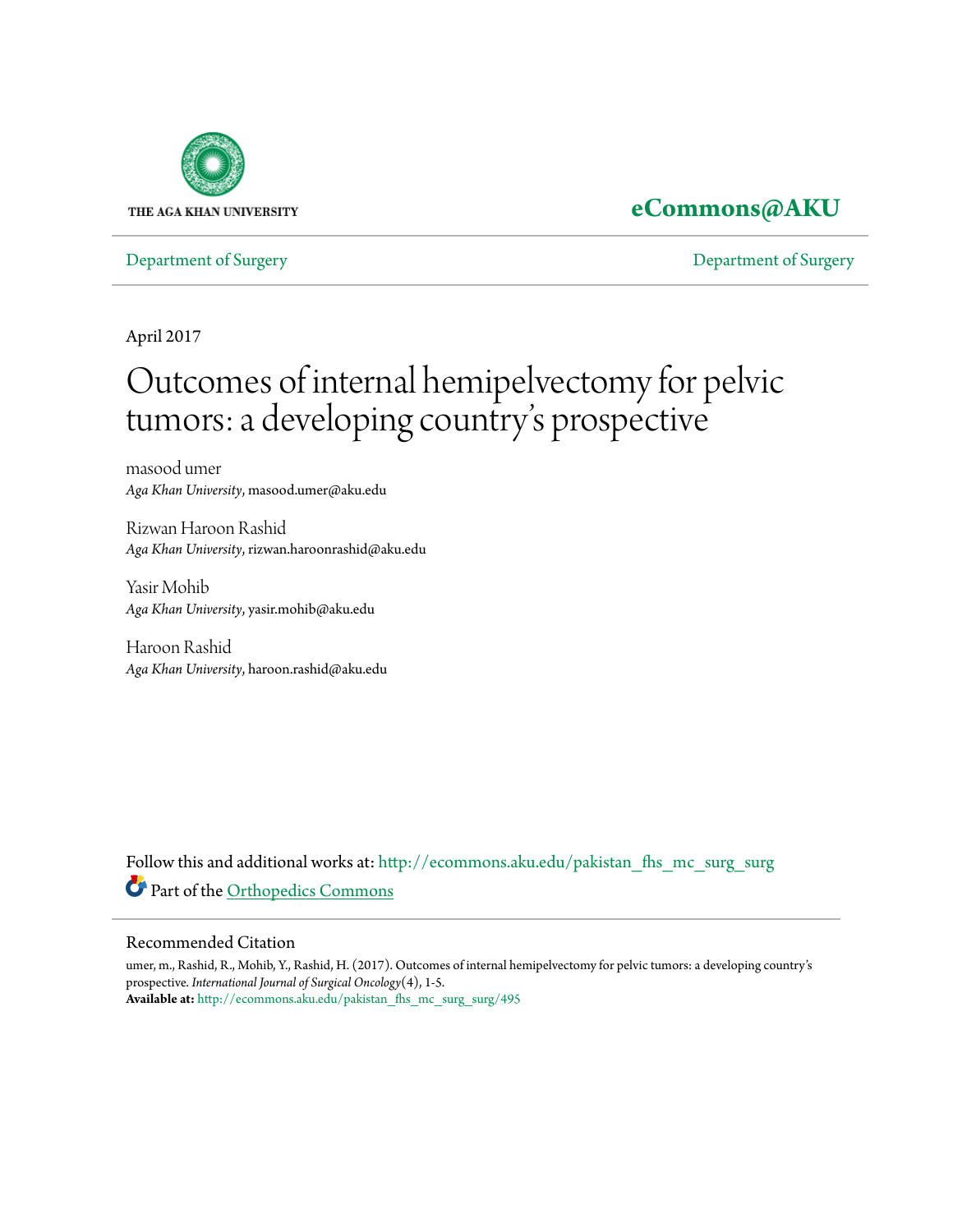THE AGA KHAN UNIVERSITY

**eCommons@AKU**

Department of Surgery | Department of Surgery

April 2017

# Outcomes of internal hemipelvectomy for pelvic tumors: a developing country's prospective

masood umer
*Aga Khan University*, masood.umer@aku.edu

Rizwan Haroon Rashid
*Aga Khan University*, rizwan.haroonrashid@aku.edu

Yasir Mohib
*Aga Khan University*, yasir.mohib@aku.edu

Haroon Rashid
*Aga Khan University*, haroon.rashid@aku.edu

Follow this and additional works at: http://ecommons.aku.edu/pakistan_fhs_mc_surg_surg

Part of the Orthopedics Commons

## Recommended Citation

umer, m., Rashid, R., Mohib, Y., Rashid, H. (2017). Outcomes of internal hemipelvectomy for pelvic tumors: a developing country's prospective. *International Journal of Surgical Oncology*(4), 1-5.
**Available at:** http://ecommons.aku.edu/pakistan_fhs_mc_surg_surg/495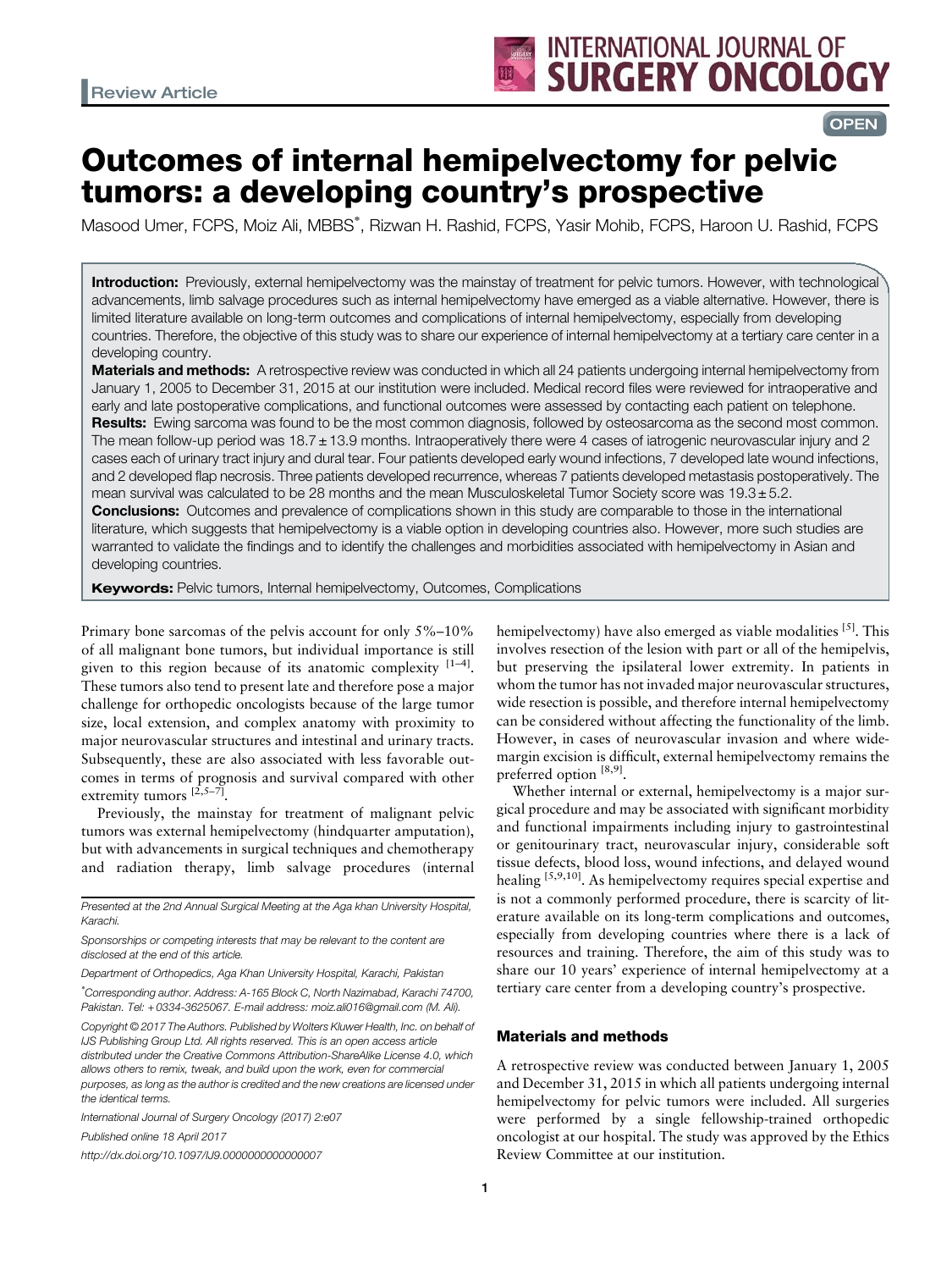Review Article

# Outcomes of internal hemipelvectomy for pelvic tumors: a developing country's prospective

Masood Umer, FCPS, Moiz Ali, MBBS*, Rizwan H. Rashid, FCPS, Yasir Mohib, FCPS, Haroon U. Rashid, FCPS

**Introduction:** Previously, external hemipelvectomy was the mainstay of treatment for pelvic tumors. However, with technological advancements, limb salvage procedures such as internal hemipelvectomy have emerged as a viable alternative. However, there is limited literature available on long-term outcomes and complications of internal hemipelvectomy, especially from developing countries. Therefore, the objective of this study was to share our experience of internal hemipelvectomy at a tertiary care center in a developing country.

**Materials and methods:** A retrospective review was conducted in which all 24 patients undergoing internal hemipelvectomy from January 1, 2005 to December 31, 2015 at our institution were included. Medical record files were reviewed for intraoperative and early and late postoperative complications, and functional outcomes were assessed by contacting each patient on telephone.

**Results:** Ewing sarcoma was found to be the most common diagnosis, followed by osteosarcoma as the second most common. The mean follow-up period was 18.7 ± 13.9 months. Intraoperatively there were 4 cases of iatrogenic neurovascular injury and 2 cases each of urinary tract injury and dural tear. Four patients developed early wound infections, 7 developed late wound infections, and 2 developed flap necrosis. Three patients developed recurrence, whereas 7 patients developed metastasis postoperatively. The mean survival was calculated to be 28 months and the mean Musculoskeletal Tumor Society score was 19.3 ± 5.2.

**Conclusions:** Outcomes and prevalence of complications shown in this study are comparable to those in the international literature, which suggests that hemipelvectomy is a viable option in developing countries also. However, more such studies are warranted to validate the findings and to identify the challenges and morbidities associated with hemipelvectomy in Asian and developing countries.

**Keywords:** Pelvic tumors, Internal hemipelvectomy, Outcomes, Complications

Primary bone sarcomas of the pelvis account for only 5%–10% of all malignant bone tumors, but individual importance is still given to this region because of its anatomic complexity [1–4]. These tumors also tend to present late and therefore pose a major challenge for orthopedic oncologists because of the large tumor size, local extension, and complex anatomy with proximity to major neurovascular structures and intestinal and urinary tracts. Subsequently, these are also associated with less favorable outcomes in terms of prognosis and survival compared with other extremity tumors [2,5–7].

Previously, the mainstay for treatment of malignant pelvic tumors was external hemipelvectomy (hindquarter amputation), but with advancements in surgical techniques and chemotherapy and radiation therapy, limb salvage procedures (internal hemipelvectomy) have also emerged as viable modalities [5]. This involves resection of the lesion with part or all of the hemipelvis, but preserving the ipsilateral lower extremity. In patients in whom the tumor has not invaded major neurovascular structures, wide resection is possible, and therefore internal hemipelvectomy can be considered without affecting the functionality of the limb. However, in cases of neurovascular invasion and where wide-margin excision is difficult, external hemipelvectomy remains the preferred option [8,9].

Whether internal or external, hemipelvectomy is a major surgical procedure and may be associated with significant morbidity and functional impairments including injury to gastrointestinal or genitourinary tract, neurovascular injury, considerable soft tissue defects, blood loss, wound infections, and delayed wound healing [5,9,10]. As hemipelvectomy requires special expertise and is not a commonly performed procedure, there is scarcity of literature available on its long-term complications and outcomes, especially from developing countries where there is a lack of resources and training. Therefore, the aim of this study was to share our 10 years' experience of internal hemipelvectomy at a tertiary care center from a developing country's prospective.

## Materials and methods

A retrospective review was conducted between January 1, 2005 and December 31, 2015 in which all patients undergoing internal hemipelvectomy for pelvic tumors were included. All surgeries were performed by a single fellowship-trained orthopedic oncologist at our hospital. The study was approved by the Ethics Review Committee at our institution.

*Presented at the 2nd Annual Surgical Meeting at the Aga khan University Hospital, Karachi.*

*Sponsorships or competing interests that may be relevant to the content are disclosed at the end of this article.*

*Department of Orthopedics, Aga Khan University Hospital, Karachi, Pakistan*

*\*Corresponding author. Address: A-165 Block C, North Nazimabad, Karachi 74700, Pakistan. Tel: +0334-3625067. E-mail address: moiz.ali016@gmail.com (M. Ali).*

*Copyright © 2017 The Authors. Published by Wolters Kluwer Health, Inc. on behalf of IJS Publishing Group Ltd. All rights reserved. This is an open access article distributed under the Creative Commons Attribution-ShareAlike License 4.0, which allows others to remix, tweak, and build upon the work, even for commercial purposes, as long as the author is credited and the new creations are licensed under the identical terms.*

*International Journal of Surgery Oncology (2017) 2:e07*

*Published online 18 April 2017*

*http://dx.doi.org/10.1097/IJ9.0000000000000007*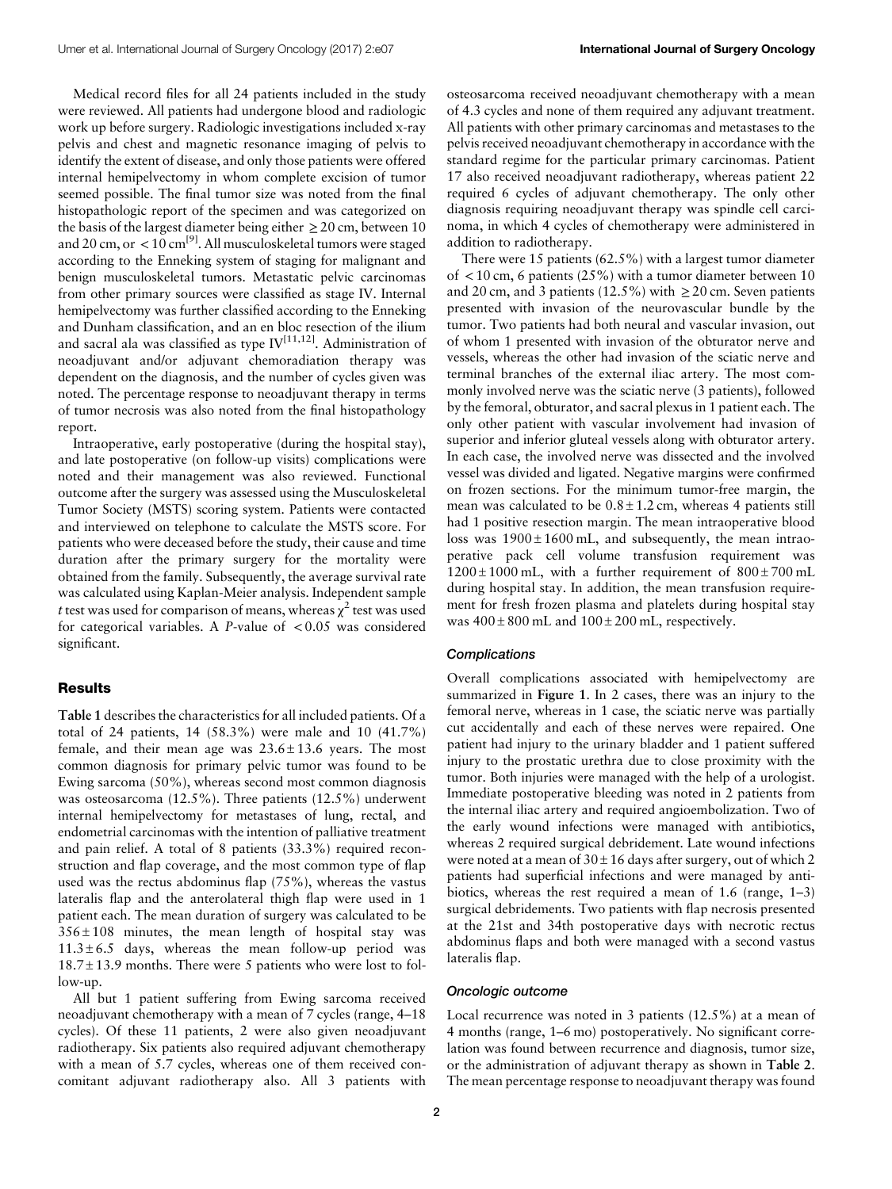Medical record files for all 24 patients included in the study were reviewed. All patients had undergone blood and radiologic work up before surgery. Radiologic investigations included x-ray pelvis and chest and magnetic resonance imaging of pelvis to identify the extent of disease, and only those patients were offered internal hemipelvectomy in whom complete excision of tumor seemed possible. The final tumor size was noted from the final histopathologic report of the specimen and was categorized on the basis of the largest diameter being either ≥ 20 cm, between 10 and 20 cm, or < 10 cm[9]. All musculoskeletal tumors were staged according to the Enneking system of staging for malignant and benign musculoskeletal tumors. Metastatic pelvic carcinomas from other primary sources were classified as stage IV. Internal hemipelvectomy was further classified according to the Enneking and Dunham classification, and an en bloc resection of the ilium and sacral ala was classified as type IV[11,12]. Administration of neoadjuvant and/or adjuvant chemoradiation therapy was dependent on the diagnosis, and the number of cycles given was noted. The percentage response to neoadjuvant therapy in terms of tumor necrosis was also noted from the final histopathology report.

Intraoperative, early postoperative (during the hospital stay), and late postoperative (on follow-up visits) complications were noted and their management was also reviewed. Functional outcome after the surgery was assessed using the Musculoskeletal Tumor Society (MSTS) scoring system. Patients were contacted and interviewed on telephone to calculate the MSTS score. For patients who were deceased before the study, their cause and time duration after the primary surgery for the mortality were obtained from the family. Subsequently, the average survival rate was calculated using Kaplan-Meier analysis. Independent sample *t* test was used for comparison of means, whereas $\chi^2$ test was used for categorical variables. A *P*-value of < 0.05 was considered significant.

## Results

Table 1 describes the characteristics for all included patients. Of a total of 24 patients, 14 (58.3%) were male and 10 (41.7%) female, and their mean age was 23.6 ± 13.6 years. The most common diagnosis for primary pelvic tumor was found to be Ewing sarcoma (50%), whereas second most common diagnosis was osteosarcoma (12.5%). Three patients (12.5%) underwent internal hemipelvectomy for metastases of lung, rectal, and endometrial carcinomas with the intention of palliative treatment and pain relief. A total of 8 patients (33.3%) required reconstruction and flap coverage, and the most common type of flap used was the rectus abdominus flap (75%), whereas the vastus lateralis flap and the anterolateral thigh flap were used in 1 patient each. The mean duration of surgery was calculated to be 356 ± 108 minutes, the mean length of hospital stay was 11.3 ± 6.5 days, whereas the mean follow-up period was 18.7 ± 13.9 months. There were 5 patients who were lost to follow-up.

All but 1 patient suffering from Ewing sarcoma received neoadjuvant chemotherapy with a mean of 7 cycles (range, 4–18 cycles). Of these 11 patients, 2 were also given neoadjuvant radiotherapy. Six patients also required adjuvant chemotherapy with a mean of 5.7 cycles, whereas one of them received concomitant adjuvant radiotherapy also. All 3 patients with osteosarcoma received neoadjuvant chemotherapy with a mean of 4.3 cycles and none of them required any adjuvant treatment. All patients with other primary carcinomas and metastases to the pelvis received neoadjuvant chemotherapy in accordance with the standard regime for the particular primary carcinomas. Patient 17 also received neoadjuvant radiotherapy, whereas patient 22 required 6 cycles of adjuvant chemotherapy. The only other diagnosis requiring neoadjuvant therapy was spindle cell carcinoma, in which 4 cycles of chemotherapy were administered in addition to radiotherapy.

There were 15 patients (62.5%) with a largest tumor diameter of < 10 cm, 6 patients (25%) with a tumor diameter between 10 and 20 cm, and 3 patients (12.5%) with ≥ 20 cm. Seven patients presented with invasion of the neurovascular bundle by the tumor. Two patients had both neural and vascular invasion, out of whom 1 presented with invasion of the obturator nerve and vessels, whereas the other had invasion of the sciatic nerve and terminal branches of the external iliac artery. The most commonly involved nerve was the sciatic nerve (3 patients), followed by the femoral, obturator, and sacral plexus in 1 patient each. The only other patient with vascular involvement had invasion of superior and inferior gluteal vessels along with obturator artery. In each case, the involved nerve was dissected and the involved vessel was divided and ligated. Negative margins were confirmed on frozen sections. For the minimum tumor-free margin, the mean was calculated to be 0.8 ± 1.2 cm, whereas 4 patients still had 1 positive resection margin. The mean intraoperative blood loss was 1900 ± 1600 mL, and subsequently, the mean intraoperative pack cell volume transfusion requirement was 1200 ± 1000 mL, with a further requirement of 800 ± 700 mL during hospital stay. In addition, the mean transfusion requirement for fresh frozen plasma and platelets during hospital stay was 400 ± 800 mL and 100 ± 200 mL, respectively.

### Complications

Overall complications associated with hemipelvectomy are summarized in Figure 1. In 2 cases, there was an injury to the femoral nerve, whereas in 1 case, the sciatic nerve was partially cut accidentally and each of these nerves were repaired. One patient had injury to the urinary bladder and 1 patient suffered injury to the prostatic urethra due to close proximity with the tumor. Both injuries were managed with the help of a urologist. Immediate postoperative bleeding was noted in 2 patients from the internal iliac artery and required angioembolization. Two of the early wound infections were managed with antibiotics, whereas 2 required surgical debridement. Late wound infections were noted at a mean of 30 ± 16 days after surgery, out of which 2 patients had superficial infections and were managed by antibiotics, whereas the rest required a mean of 1.6 (range, 1–3) surgical debridements. Two patients with flap necrosis presented at the 21st and 34th postoperative days with necrotic rectus abdominus flaps and both were managed with a second vastus lateralis flap.

### Oncologic outcome

Local recurrence was noted in 3 patients (12.5%) at a mean of 4 months (range, 1–6 mo) postoperatively. No significant correlation was found between recurrence and diagnosis, tumor size, or the administration of adjuvant therapy as shown in Table 2. The mean percentage response to neoadjuvant therapy was found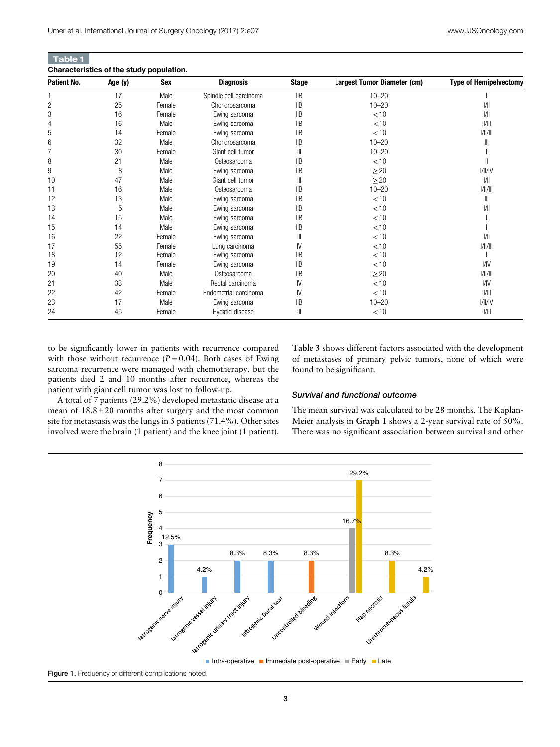**Table 1**

**Characteristics of the study population.**

| Patient No. | Age (y) | Sex | Diagnosis | Stage | Largest Tumor Diameter (cm) | Type of Hemipelvectomy |
|---|---|---|---|---|---|---|
| 1 | 17 | Male | Spindle cell carcinoma | IIB | 10–20 | I |
| 2 | 25 | Female | Chondrosarcoma | IIB | 10–20 | I/II |
| 3 | 16 | Female | Ewing sarcoma | IIB | < 10 | I/II |
| 4 | 16 | Male | Ewing sarcoma | IIB | < 10 | II/III |
| 5 | 14 | Female | Ewing sarcoma | IIB | < 10 | I/II/III |
| 6 | 32 | Male | Chondrosarcoma | IIB | 10–20 | III |
| 7 | 30 | Female | Giant cell tumor | III | 10–20 | I |
| 8 | 21 | Male | Osteosarcoma | IIB | < 10 | II |
| 9 | 8 | Male | Ewing sarcoma | IIB | ≥ 20 | I/II/IV |
| 10 | 47 | Male | Giant cell tumor | III | ≥ 20 | I/II |
| 11 | 16 | Male | Osteosarcoma | IIB | 10–20 | I/II/III |
| 12 | 13 | Male | Ewing sarcoma | IIB | < 10 | III |
| 13 | 5 | Male | Ewing sarcoma | IIB | < 10 | I/II |
| 14 | 15 | Male | Ewing sarcoma | IIB | < 10 | I |
| 15 | 14 | Male | Ewing sarcoma | IIB | < 10 | I |
| 16 | 22 | Female | Ewing sarcoma | III | < 10 | I/II |
| 17 | 55 | Female | Lung carcinoma | IV | < 10 | I/II/III |
| 18 | 12 | Female | Ewing sarcoma | IIB | < 10 | I |
| 19 | 14 | Female | Ewing sarcoma | IIB | < 10 | I/IV |
| 20 | 40 | Male | Osteosarcoma | IIB | ≥ 20 | I/II/III |
| 21 | 33 | Male | Rectal carcinoma | IV | < 10 | I/IV |
| 22 | 42 | Female | Endometrial carcinoma | IV | < 10 | II/III |
| 23 | 17 | Male | Ewing sarcoma | IIB | 10–20 | I/II/IV |
| 24 | 45 | Female | Hydatid disease | III | < 10 | II/III |

to be significantly lower in patients with recurrence compared with those without recurrence ($P = 0.04$). Both cases of Ewing sarcoma recurrence were managed with chemotherapy, but the patients died 2 and 10 months after recurrence, whereas the patient with giant cell tumor was lost to follow-up.

A total of 7 patients (29.2%) developed metastatic disease at a mean of $18.8 \pm 20$ months after surgery and the most common site for metastasis was the lungs in 5 patients (71.4%). Other sites involved were the brain (1 patient) and the knee joint (1 patient).

**Table 3** shows different factors associated with the development of metastases of primary pelvic tumors, none of which were found to be significant.

### *Survival and functional outcome*

The mean survival was calculated to be 28 months. The Kaplan-Meier analysis in **Graph 1** shows a 2-year survival rate of 50%. There was no significant association between survival and other

**Figure 1.** Frequency of different complications noted.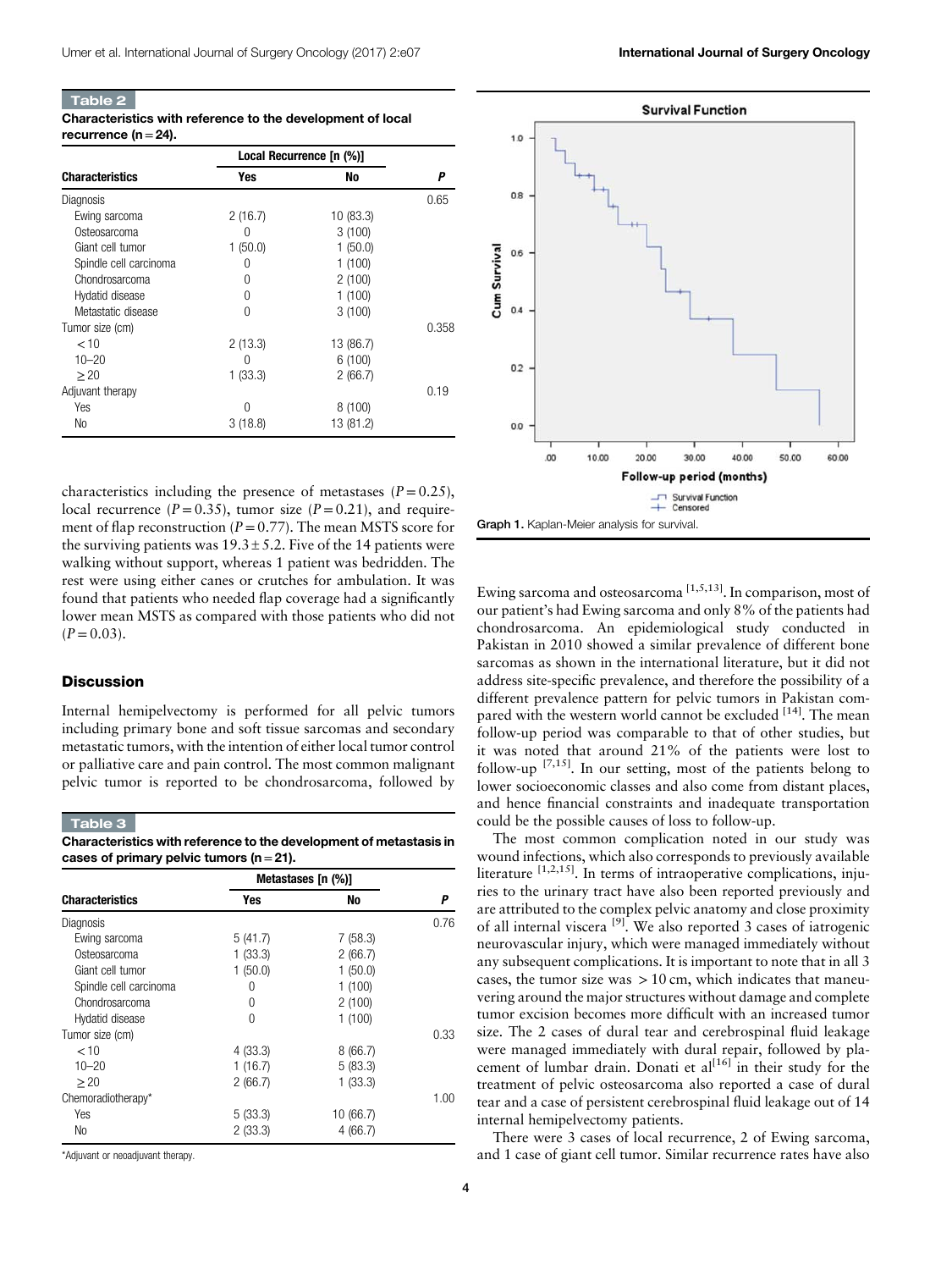**Table 2**

**Characteristics with reference to the development of local recurrence (n = 24).**

| Characteristics | Local Recurrence [n (%)] | | |
|---|---|---|---|
| | Yes | No | P |
| Diagnosis | | | 0.65 |
| Ewing sarcoma | 2 (16.7) | 10 (83.3) | |
| Osteosarcoma | 0 | 3 (100) | |
| Giant cell tumor | 1 (50.0) | 1 (50.0) | |
| Spindle cell carcinoma | 0 | 1 (100) | |
| Chondrosarcoma | 0 | 2 (100) | |
| Hydatid disease | 0 | 1 (100) | |
| Metastatic disease | 0 | 3 (100) | |
| Tumor size (cm) | | | 0.358 |
| < 10 | 2 (13.3) | 13 (86.7) | |
| 10–20 | 0 | 6 (100) | |
| ≥ 20 | 1 (33.3) | 2 (66.7) | |
| Adjuvant therapy | | | 0.19 |
| Yes | 0 | 8 (100) | |
| No | 3 (18.8) | 13 (81.2) | |

characteristics including the presence of metastases ($P = 0.25$), local recurrence ($P = 0.35$), tumor size ($P = 0.21$), and requirement of flap reconstruction ($P = 0.77$). The mean MSTS score for the surviving patients was $19.3 \pm 5.2$. Five of the 14 patients were walking without support, whereas 1 patient was bedridden. The rest were using either canes or crutches for ambulation. It was found that patients who needed flap coverage had a significantly lower mean MSTS as compared with those patients who did not ($P = 0.03$).

## Discussion

Internal hemipelvectomy is performed for all pelvic tumors including primary bone and soft tissue sarcomas and secondary metastatic tumors, with the intention of either local tumor control or palliative care and pain control. The most common malignant pelvic tumor is reported to be chondrosarcoma, followed by

**Table 3**

**Characteristics with reference to the development of metastasis in cases of primary pelvic tumors (n = 21).**

| Characteristics | Metastases [n (%)] | | |
|---|---|---|---|
| | Yes | No | P |
| Diagnosis | | | 0.76 |
| Ewing sarcoma | 5 (41.7) | 7 (58.3) | |
| Osteosarcoma | 1 (33.3) | 2 (66.7) | |
| Giant cell tumor | 1 (50.0) | 1 (50.0) | |
| Spindle cell carcinoma | 0 | 1 (100) | |
| Chondrosarcoma | 0 | 2 (100) | |
| Hydatid disease | 0 | 1 (100) | |
| Tumor size (cm) | | | 0.33 |
| < 10 | 4 (33.3) | 8 (66.7) | |
| 10–20 | 1 (16.7) | 5 (83.3) | |
| ≥ 20 | 2 (66.7) | 1 (33.3) | |
| Chemoradiotherapy* | | | 1.00 |
| Yes | 5 (33.3) | 10 (66.7) | |
| No | 2 (33.3) | 4 (66.7) | |

*Adjuvant or neoadjuvant therapy.

Graph 1. Kaplan-Meier analysis for survival.

Ewing sarcoma and osteosarcoma [1,5,13]. In comparison, most of our patient's had Ewing sarcoma and only 8% of the patients had chondrosarcoma. An epidemiological study conducted in Pakistan in 2010 showed a similar prevalence of different bone sarcomas as shown in the international literature, but it did not address site-specific prevalence, and therefore the possibility of a different prevalence pattern for pelvic tumors in Pakistan compared with the western world cannot be excluded [14]. The mean follow-up period was comparable to that of other studies, but it was noted that around 21% of the patients were lost to follow-up [7,15]. In our setting, most of the patients belong to lower socioeconomic classes and also come from distant places, and hence financial constraints and inadequate transportation could be the possible causes of loss to follow-up.

The most common complication noted in our study was wound infections, which also corresponds to previously available literature [1,2,15]. In terms of intraoperative complications, injuries to the urinary tract have also been reported previously and are attributed to the complex pelvic anatomy and close proximity of all internal viscera [9]. We also reported 3 cases of iatrogenic neurovascular injury, which were managed immediately without any subsequent complications. It is important to note that in all 3 cases, the tumor size was > 10 cm, which indicates that maneuvering around the major structures without damage and complete tumor excision becomes more difficult with an increased tumor size. The 2 cases of dural tear and cerebrospinal fluid leakage were managed immediately with dural repair, followed by placement of lumbar drain. Donati et al[16] in their study for the treatment of pelvic osteosarcoma also reported a case of dural tear and a case of persistent cerebrospinal fluid leakage out of 14 internal hemipelvectomy patients.

There were 3 cases of local recurrence, 2 of Ewing sarcoma, and 1 case of giant cell tumor. Similar recurrence rates have also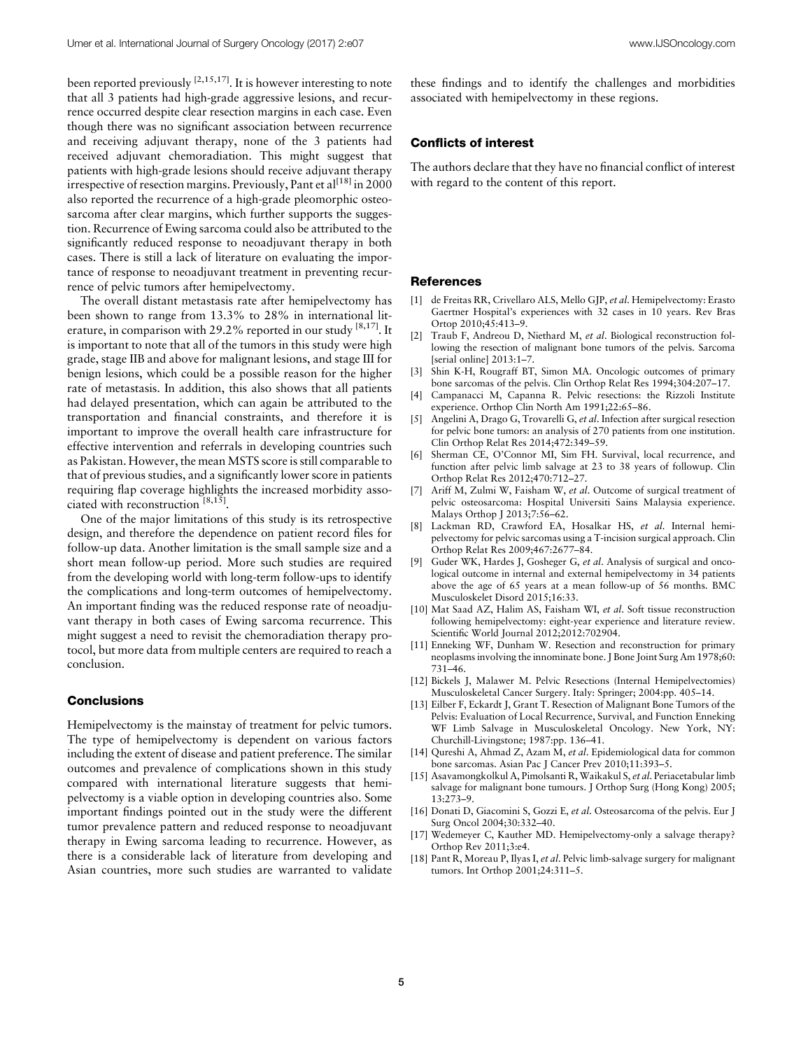been reported previously [2,15,17]. It is however interesting to note that all 3 patients had high-grade aggressive lesions, and recurrence occurred despite clear resection margins in each case. Even though there was no significant association between recurrence and receiving adjuvant therapy, none of the 3 patients had received adjuvant chemoradiation. This might suggest that patients with high-grade lesions should receive adjuvant therapy irrespective of resection margins. Previously, Pant et al[18] in 2000 also reported the recurrence of a high-grade pleomorphic osteosarcoma after clear margins, which further supports the suggestion. Recurrence of Ewing sarcoma could also be attributed to the significantly reduced response to neoadjuvant therapy in both cases. There is still a lack of literature on evaluating the importance of response to neoadjuvant treatment in preventing recurrence of pelvic tumors after hemipelvectomy.

The overall distant metastasis rate after hemipelvectomy has been shown to range from 13.3% to 28% in international literature, in comparison with 29.2% reported in our study [8,17]. It is important to note that all of the tumors in this study were high grade, stage IIB and above for malignant lesions, and stage III for benign lesions, which could be a possible reason for the higher rate of metastasis. In addition, this also shows that all patients had delayed presentation, which can again be attributed to the transportation and financial constraints, and therefore it is important to improve the overall health care infrastructure for effective intervention and referrals in developing countries such as Pakistan. However, the mean MSTS score is still comparable to that of previous studies, and a significantly lower score in patients requiring flap coverage highlights the increased morbidity associated with reconstruction [8,15].

One of the major limitations of this study is its retrospective design, and therefore the dependence on patient record files for follow-up data. Another limitation is the small sample size and a short mean follow-up period. More such studies are required from the developing world with long-term follow-ups to identify the complications and long-term outcomes of hemipelvectomy. An important finding was the reduced response rate of neoadjuvant therapy in both cases of Ewing sarcoma recurrence. This might suggest a need to revisit the chemoradiation therapy protocol, but more data from multiple centers are required to reach a conclusion.

## Conclusions

Hemipelvectomy is the mainstay of treatment for pelvic tumors. The type of hemipelvectomy is dependent on various factors including the extent of disease and patient preference. The similar outcomes and prevalence of complications shown in this study compared with international literature suggests that hemipelvectomy is a viable option in developing countries also. Some important findings pointed out in the study were the different tumor prevalence pattern and reduced response to neoadjuvant therapy in Ewing sarcoma leading to recurrence. However, as there is a considerable lack of literature from developing and Asian countries, more such studies are warranted to validate these findings and to identify the challenges and morbidities associated with hemipelvectomy in these regions.

## Conflicts of interest

The authors declare that they have no financial conflict of interest with regard to the content of this report.

## References

[1] de Freitas RR, Crivellaro ALS, Mello GJP, *et al*. Hemipelvectomy: Erasto Gaertner Hospital's experiences with 32 cases in 10 years. Rev Bras Ortop 2010;45:413–9.

[2] Traub F, Andreou D, Niethard M, *et al*. Biological reconstruction following the resection of malignant bone tumors of the pelvis. Sarcoma [serial online] 2013:1–7.

[3] Shin K-H, Rougraff BT, Simon MA. Oncologic outcomes of primary bone sarcomas of the pelvis. Clin Orthop Relat Res 1994;304:207–17.

[4] Campanacci M, Capanna R. Pelvic resections: the Rizzoli Institute experience. Orthop Clin North Am 1991;22:65–86.

[5] Angelini A, Drago G, Trovarelli G, *et al*. Infection after surgical resection for pelvic bone tumors: an analysis of 270 patients from one institution. Clin Orthop Relat Res 2014;472:349–59.

[6] Sherman CE, O'Connor MI, Sim FH. Survival, local recurrence, and function after pelvic limb salvage at 23 to 38 years of followup. Clin Orthop Relat Res 2012;470:712–27.

[7] Ariff M, Zulmi W, Faisham W, *et al*. Outcome of surgical treatment of pelvic osteosarcoma: Hospital Universiti Sains Malaysia experience. Malays Orthop J 2013;7:56–62.

[8] Lackman RD, Crawford EA, Hosalkar HS, *et al*. Internal hemipelvectomy for pelvic sarcomas using a T-incision surgical approach. Clin Orthop Relat Res 2009;467:2677–84.

[9] Guder WK, Hardes J, Gosheger G, *et al*. Analysis of surgical and oncological outcome in internal and external hemipelvectomy in 34 patients above the age of 65 years at a mean follow-up of 56 months. BMC Musculoskelet Disord 2015;16:33.

[10] Mat Saad AZ, Halim AS, Faisham WI, *et al*. Soft tissue reconstruction following hemipelvectomy: eight-year experience and literature review. Scientific World Journal 2012;2012:702904.

[11] Enneking WF, Dunham W. Resection and reconstruction for primary neoplasms involving the innominate bone. J Bone Joint Surg Am 1978;60:731–46.

[12] Bickels J, Malawer M. Pelvic Resections (Internal Hemipelvectomies) Musculoskeletal Cancer Surgery. Italy: Springer; 2004:pp. 405–14.

[13] Eilber F, Eckardt J, Grant T. Resection of Malignant Bone Tumors of the Pelvis: Evaluation of Local Recurrence, Survival, and Function Enneking WF Limb Salvage in Musculoskeletal Oncology. New York, NY: Churchill-Livingstone; 1987:pp. 136–41.

[14] Qureshi A, Ahmad Z, Azam M, *et al*. Epidemiological data for common bone sarcomas. Asian Pac J Cancer Prev 2010;11:393–5.

[15] Asavamongkolkul A, Pimolsanti R, Waikakul S, *et al*. Periacetabular limb salvage for malignant bone tumours. J Orthop Surg (Hong Kong) 2005;13:273–9.

[16] Donati D, Giacomini S, Gozzi E, *et al*. Osteosarcoma of the pelvis. Eur J Surg Oncol 2004;30:332–40.

[17] Wedemeyer C, Kauther MD. Hemipelvectomy-only a salvage therapy? Orthop Rev 2011;3:e4.

[18] Pant R, Moreau P, Ilyas I, *et al*. Pelvic limb-salvage surgery for malignant tumors. Int Orthop 2001;24:311–5.